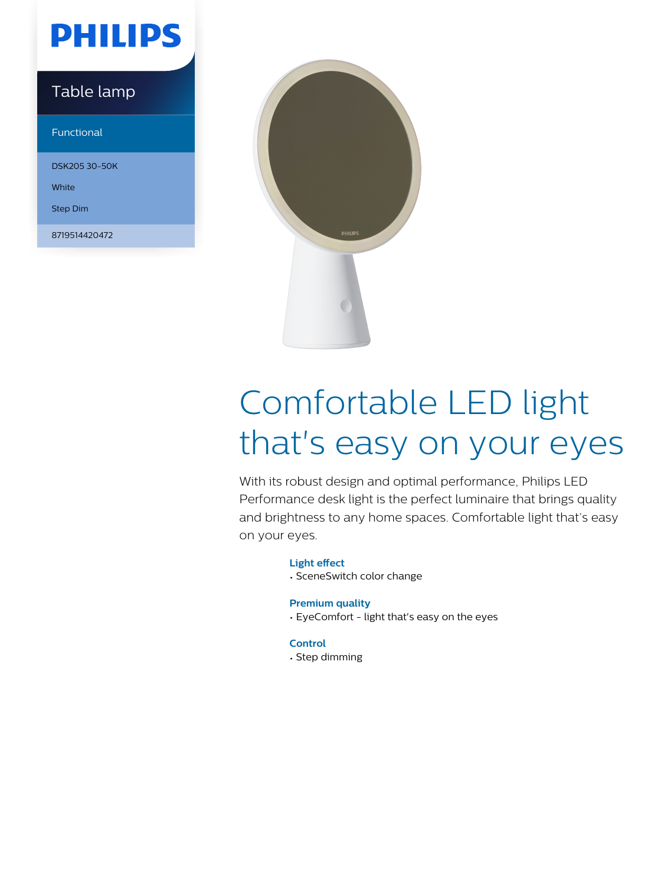PHILIPS

Table lamp

Functional

DSK205 30-50K

White

Step Dim

8719514420472

# Comfortable LED light that's easy on your eyes

With its robust design and optimal performance, Philips LED Performance desk light is the perfect luminaire that brings quality and brightness to any home spaces. Comfortable light that's easy on your eyes.

**Light effect**

- SceneSwitch color change

**Premium quality**

- EyeComfort - light that's easy on the eyes

**Control**

- Step dimming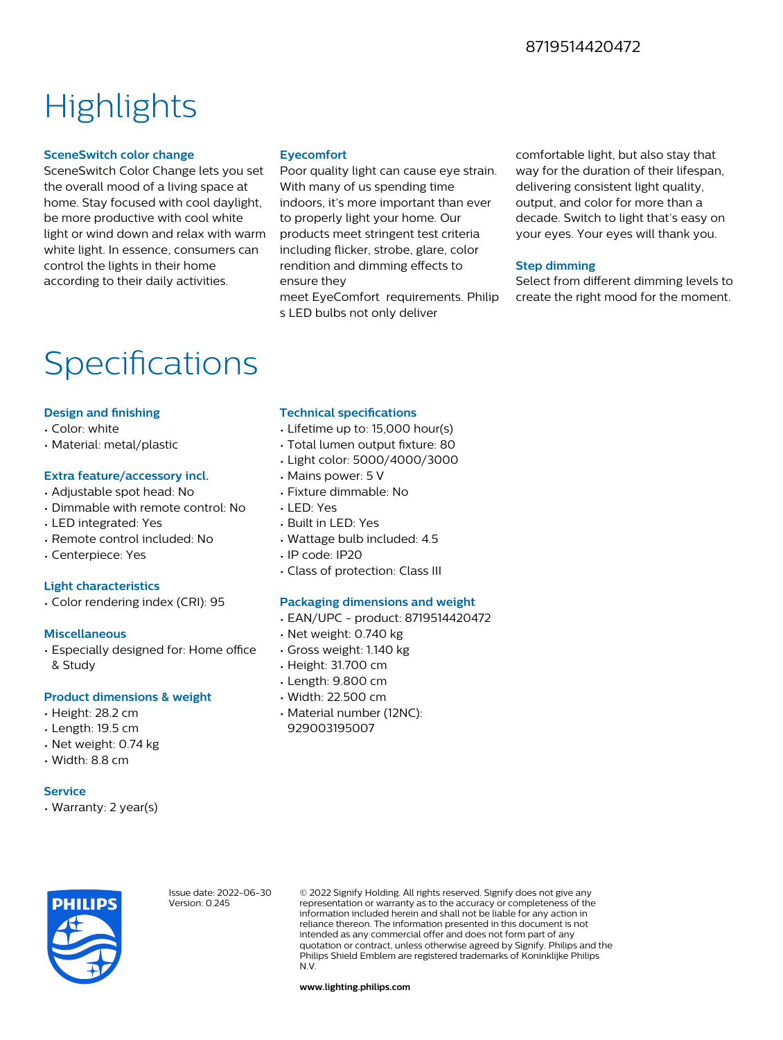# Highlights

### SceneSwitch color change

SceneSwitch Color Change lets you set the overall mood of a living space at home. Stay focused with cool daylight, be more productive with cool white light or wind down and relax with warm white light. In essence, consumers can control the lights in their home according to their daily activities.

### Eyecomfort

Poor quality light can cause eye strain. With many of us spending time indoors, it's more important than ever to properly light your home. Our products meet stringent test criteria including flicker, strobe, glare, color rendition and dimming effects to ensure they meet EyeComfort requirements. Philip s LED bulbs not only deliver comfortable light, but also stay that way for the duration of their lifespan, delivering consistent light quality, output, and color for more than a decade. Switch to light that's easy on your eyes. Your eyes will thank you.

### Step dimming

Select from different dimming levels to create the right mood for the moment.

# Specifications

### Design and finishing

- Color: white
- Material: metal/plastic

### Extra feature/accessory incl.

- Adjustable spot head: No
- Dimmable with remote control: No
- LED integrated: Yes
- Remote control included: No
- Centerpiece: Yes

### Light characteristics

- Color rendering index (CRI): 95

### Miscellaneous

- Especially designed for: Home office & Study

### Product dimensions & weight

- Height: 28.2 cm
- Length: 19.5 cm
- Net weight: 0.74 kg
- Width: 8.8 cm

### Service

- Warranty: 2 year(s)

### Technical specifications

- Lifetime up to: 15,000 hour(s)
- Total lumen output fixture: 80
- Light color: 5000/4000/3000
- Mains power: 5 V
- Fixture dimmable: No
- LED: Yes
- Built in LED: Yes
- Wattage bulb included: 4.5
- IP code: IP20
- Class of protection: Class III

### Packaging dimensions and weight

- EAN/UPC - product: 8719514420472
- Net weight: 0.740 kg
- Gross weight: 1.140 kg
- Height: 31.700 cm
- Length: 9.800 cm
- Width: 22.500 cm
- Material number (12NC): 929003195007

Issue date: 2022-06-30
Version: 0.245

© 2022 Signify Holding. All rights reserved. Signify does not give any representation or warranty as to the accuracy or completeness of the information included herein and shall not be liable for any action in reliance thereon. The information presented in this document is not intended as any commercial offer and does not form part of any quotation or contract, unless otherwise agreed by Signify. Philips and the Philips Shield Emblem are registered trademarks of Koninklijke Philips N.V.

**www.lighting.philips.com**